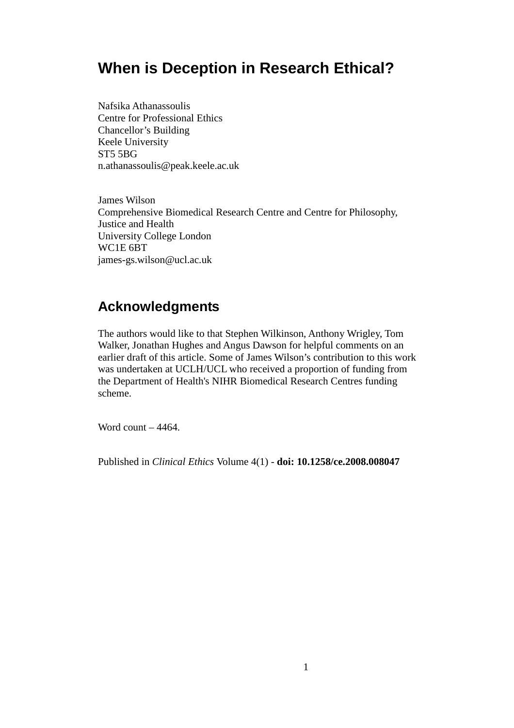# When is Deception in Research Ethical?

Nafsika Athanassoulis
Centre for Professional Ethics
Chancellor's Building
Keele University
ST5 5BG
n.athanassoulis@peak.keele.ac.uk

James Wilson
Comprehensive Biomedical Research Centre and Centre for Philosophy, Justice and Health
University College London
WC1E 6BT
james-gs.wilson@ucl.ac.uk

## Acknowledgments

The authors would like to that Stephen Wilkinson, Anthony Wrigley, Tom Walker, Jonathan Hughes and Angus Dawson for helpful comments on an earlier draft of this article. Some of James Wilson's contribution to this work was undertaken at UCLH/UCL who received a proportion of funding from the Department of Health's NIHR Biomedical Research Centres funding scheme.

Word count – 4464.

Published in *Clinical Ethics* Volume 4(1) - **doi: 10.1258/ce.2008.008047**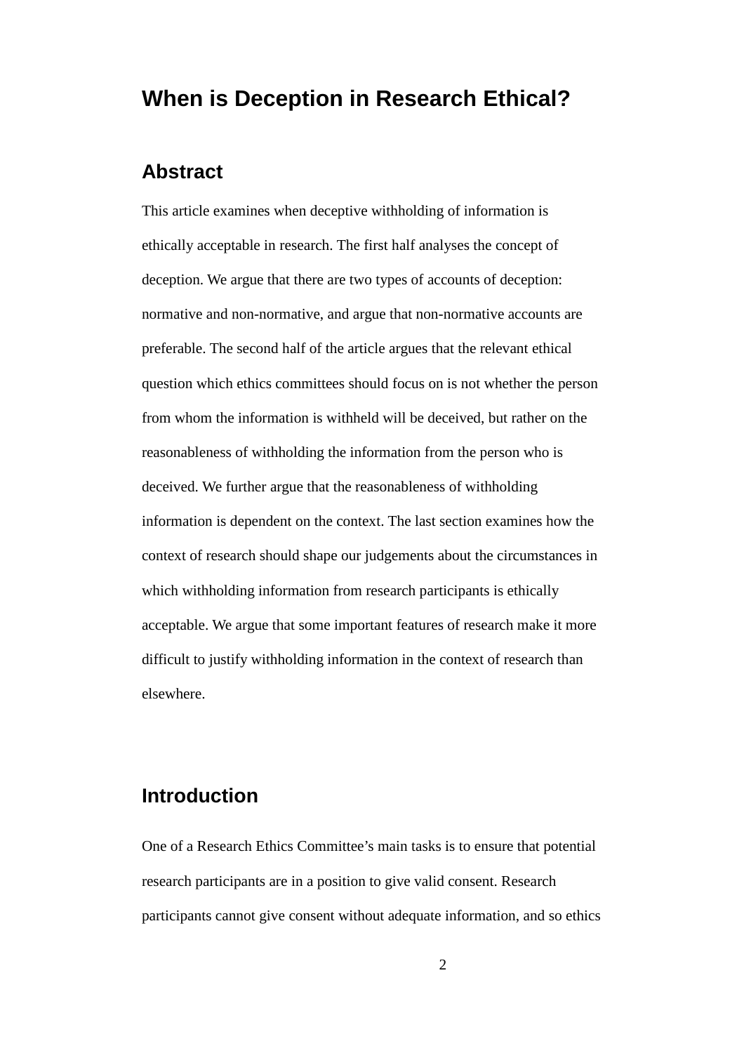# When is Deception in Research Ethical?

## Abstract

This article examines when deceptive withholding of information is ethically acceptable in research. The first half analyses the concept of deception. We argue that there are two types of accounts of deception: normative and non-normative, and argue that non-normative accounts are preferable. The second half of the article argues that the relevant ethical question which ethics committees should focus on is not whether the person from whom the information is withheld will be deceived, but rather on the reasonableness of withholding the information from the person who is deceived. We further argue that the reasonableness of withholding information is dependent on the context. The last section examines how the context of research should shape our judgements about the circumstances in which withholding information from research participants is ethically acceptable. We argue that some important features of research make it more difficult to justify withholding information in the context of research than elsewhere.

## Introduction

One of a Research Ethics Committee's main tasks is to ensure that potential research participants are in a position to give valid consent. Research participants cannot give consent without adequate information, and so ethics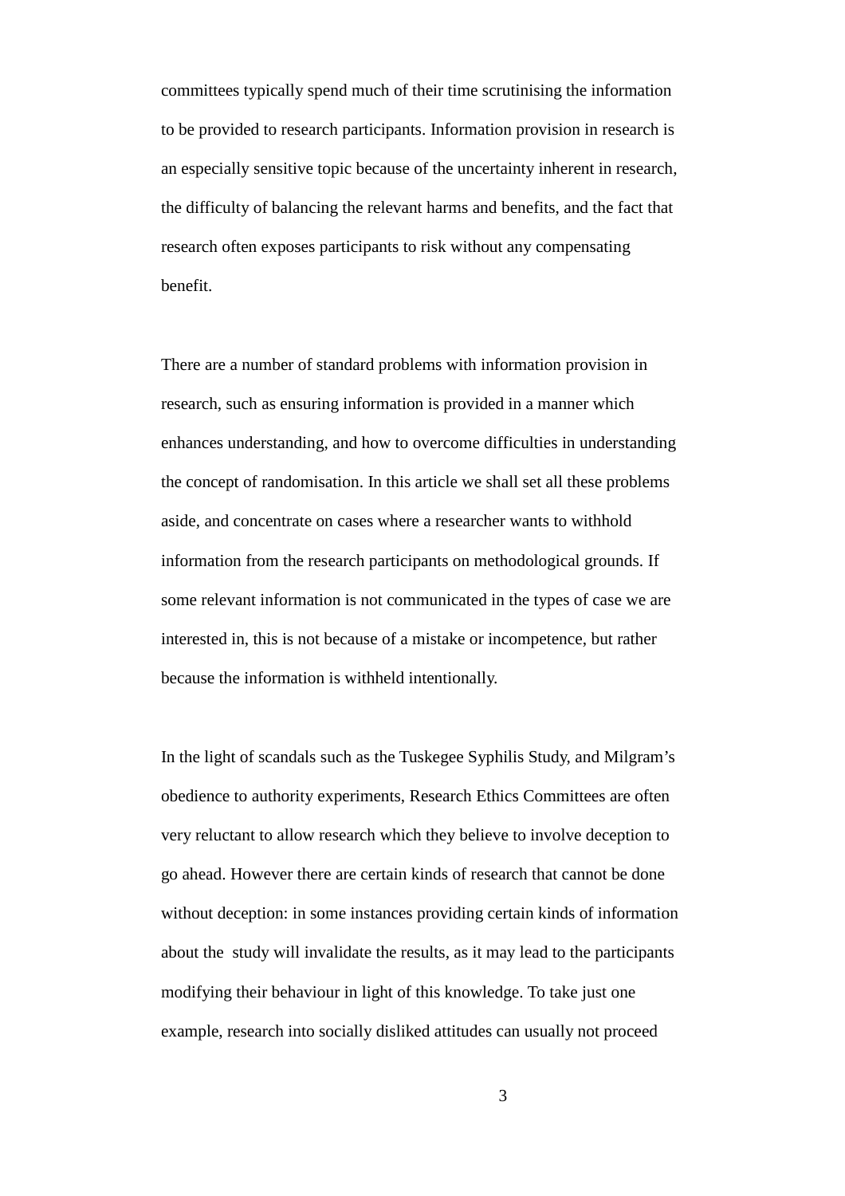committees typically spend much of their time scrutinising the information to be provided to research participants. Information provision in research is an especially sensitive topic because of the uncertainty inherent in research, the difficulty of balancing the relevant harms and benefits, and the fact that research often exposes participants to risk without any compensating benefit.

There are a number of standard problems with information provision in research, such as ensuring information is provided in a manner which enhances understanding, and how to overcome difficulties in understanding the concept of randomisation. In this article we shall set all these problems aside, and concentrate on cases where a researcher wants to withhold information from the research participants on methodological grounds. If some relevant information is not communicated in the types of case we are interested in, this is not because of a mistake or incompetence, but rather because the information is withheld intentionally.

In the light of scandals such as the Tuskegee Syphilis Study, and Milgram's obedience to authority experiments, Research Ethics Committees are often very reluctant to allow research which they believe to involve deception to go ahead. However there are certain kinds of research that cannot be done without deception: in some instances providing certain kinds of information about the study will invalidate the results, as it may lead to the participants modifying their behaviour in light of this knowledge. To take just one example, research into socially disliked attitudes can usually not proceed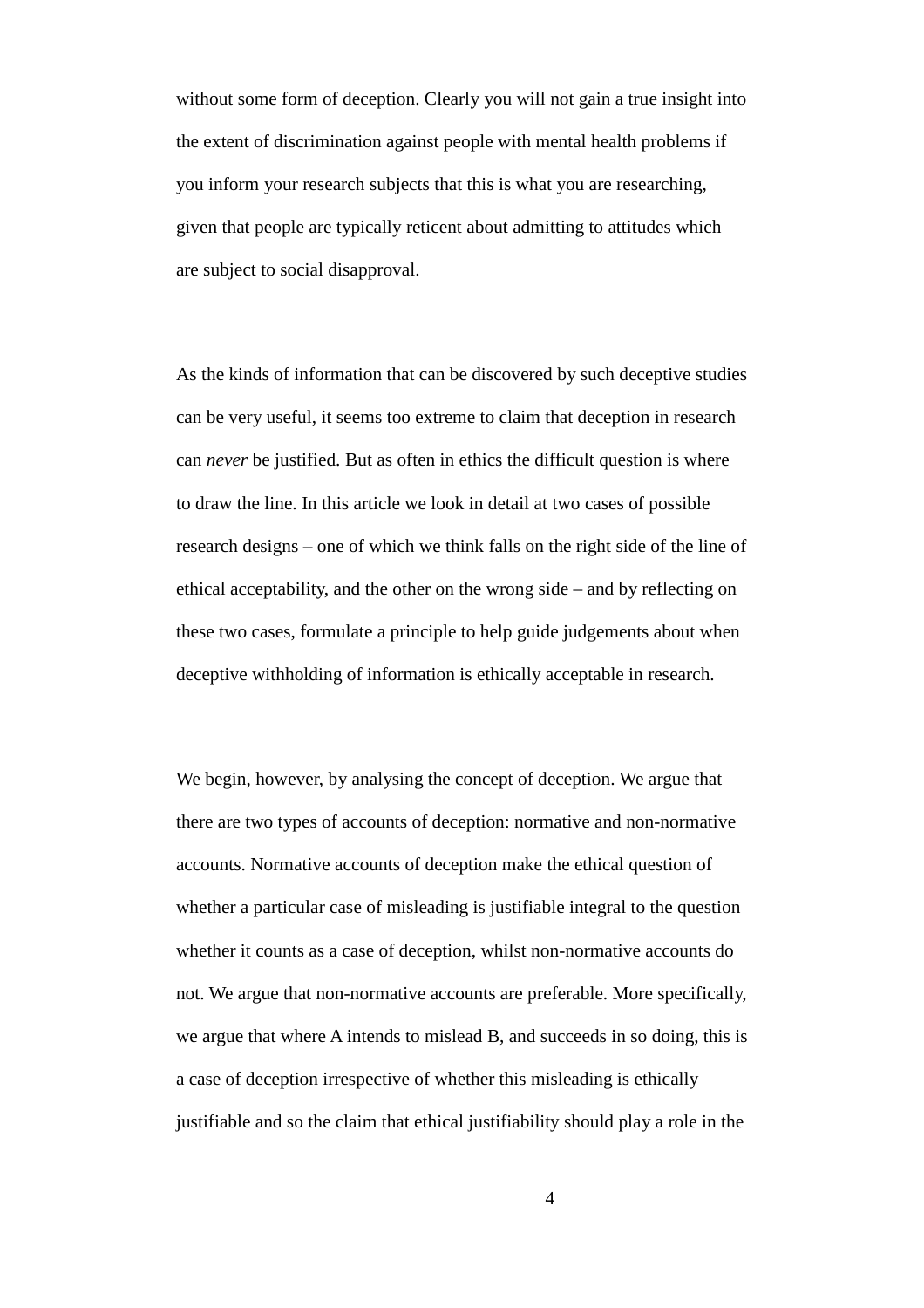without some form of deception. Clearly you will not gain a true insight into the extent of discrimination against people with mental health problems if you inform your research subjects that this is what you are researching, given that people are typically reticent about admitting to attitudes which are subject to social disapproval.

As the kinds of information that can be discovered by such deceptive studies can be very useful, it seems too extreme to claim that deception in research can *never* be justified. But as often in ethics the difficult question is where to draw the line. In this article we look in detail at two cases of possible research designs – one of which we think falls on the right side of the line of ethical acceptability, and the other on the wrong side – and by reflecting on these two cases, formulate a principle to help guide judgements about when deceptive withholding of information is ethically acceptable in research.

We begin, however, by analysing the concept of deception. We argue that there are two types of accounts of deception: normative and non-normative accounts. Normative accounts of deception make the ethical question of whether a particular case of misleading is justifiable integral to the question whether it counts as a case of deception, whilst non-normative accounts do not. We argue that non-normative accounts are preferable. More specifically, we argue that where A intends to mislead B, and succeeds in so doing, this is a case of deception irrespective of whether this misleading is ethically justifiable and so the claim that ethical justifiability should play a role in the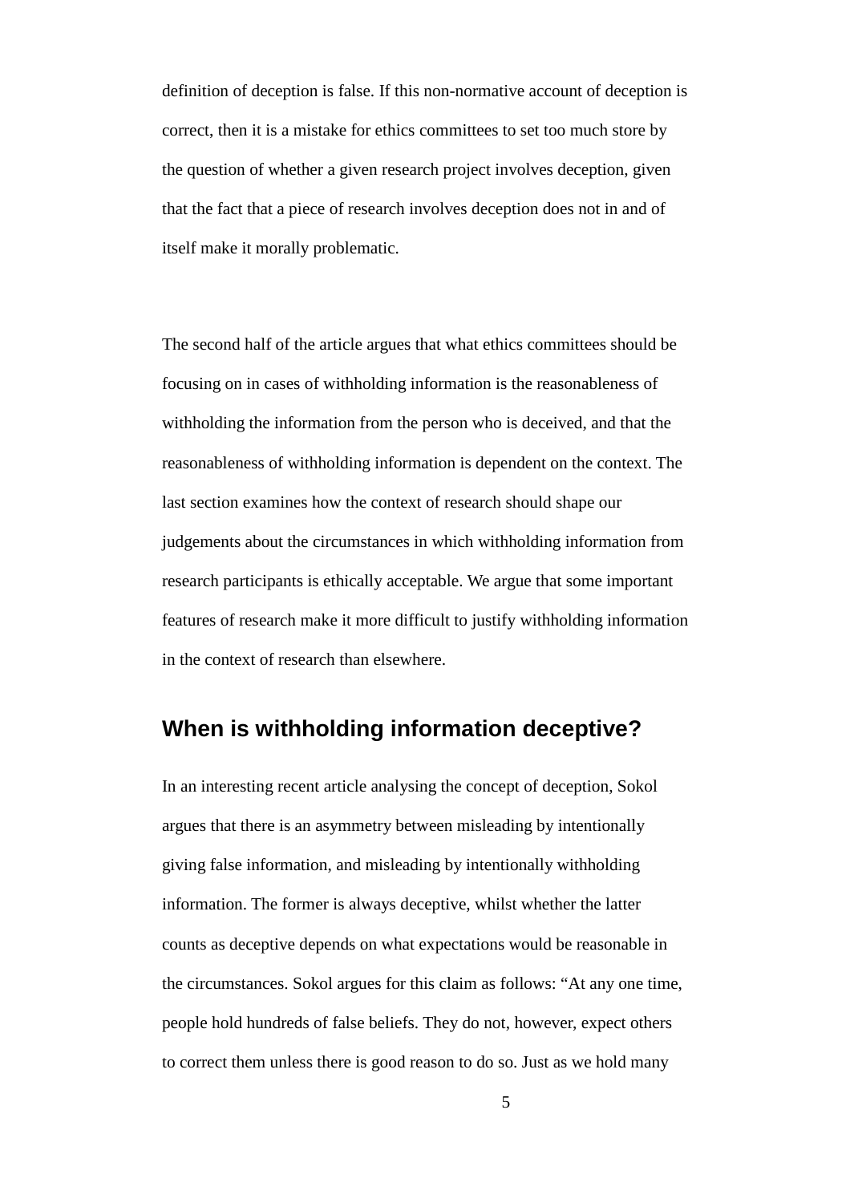definition of deception is false. If this non-normative account of deception is correct, then it is a mistake for ethics committees to set too much store by the question of whether a given research project involves deception, given that the fact that a piece of research involves deception does not in and of itself make it morally problematic.

The second half of the article argues that what ethics committees should be focusing on in cases of withholding information is the reasonableness of withholding the information from the person who is deceived, and that the reasonableness of withholding information is dependent on the context. The last section examines how the context of research should shape our judgements about the circumstances in which withholding information from research participants is ethically acceptable. We argue that some important features of research make it more difficult to justify withholding information in the context of research than elsewhere.

## When is withholding information deceptive?

In an interesting recent article analysing the concept of deception, Sokol argues that there is an asymmetry between misleading by intentionally giving false information, and misleading by intentionally withholding information. The former is always deceptive, whilst whether the latter counts as deceptive depends on what expectations would be reasonable in the circumstances. Sokol argues for this claim as follows: "At any one time, people hold hundreds of false beliefs. They do not, however, expect others to correct them unless there is good reason to do so. Just as we hold many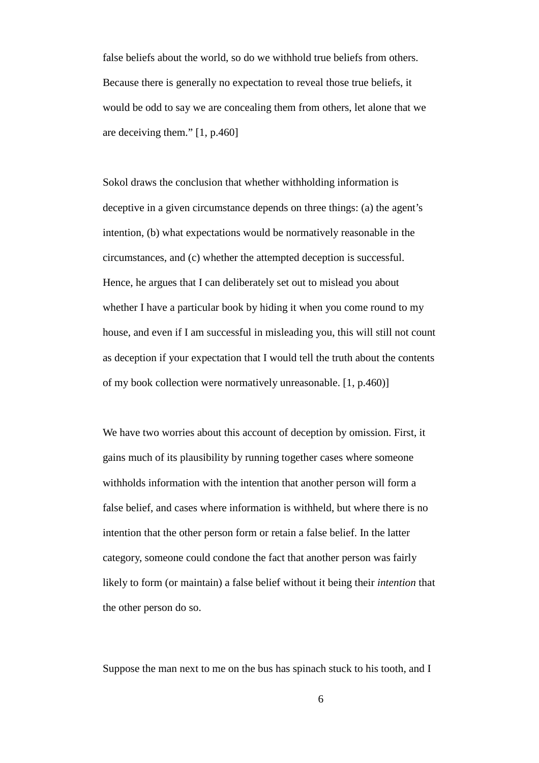false beliefs about the world, so do we withhold true beliefs from others. Because there is generally no expectation to reveal those true beliefs, it would be odd to say we are concealing them from others, let alone that we are deceiving them." [1, p.460]

Sokol draws the conclusion that whether withholding information is deceptive in a given circumstance depends on three things: (a) the agent's intention, (b) what expectations would be normatively reasonable in the circumstances, and (c) whether the attempted deception is successful. Hence, he argues that I can deliberately set out to mislead you about whether I have a particular book by hiding it when you come round to my house, and even if I am successful in misleading you, this will still not count as deception if your expectation that I would tell the truth about the contents of my book collection were normatively unreasonable. [1, p.460)]

We have two worries about this account of deception by omission. First, it gains much of its plausibility by running together cases where someone withholds information with the intention that another person will form a false belief, and cases where information is withheld, but where there is no intention that the other person form or retain a false belief. In the latter category, someone could condone the fact that another person was fairly likely to form (or maintain) a false belief without it being their *intention* that the other person do so.

Suppose the man next to me on the bus has spinach stuck to his tooth, and I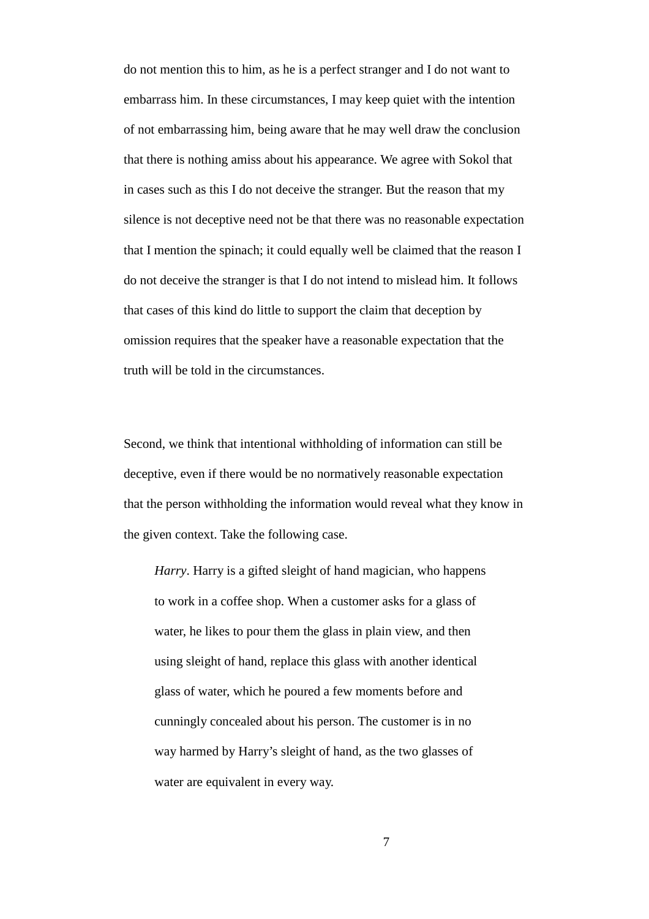do not mention this to him, as he is a perfect stranger and I do not want to embarrass him. In these circumstances, I may keep quiet with the intention of not embarrassing him, being aware that he may well draw the conclusion that there is nothing amiss about his appearance. We agree with Sokol that in cases such as this I do not deceive the stranger. But the reason that my silence is not deceptive need not be that there was no reasonable expectation that I mention the spinach; it could equally well be claimed that the reason I do not deceive the stranger is that I do not intend to mislead him. It follows that cases of this kind do little to support the claim that deception by omission requires that the speaker have a reasonable expectation that the truth will be told in the circumstances.

Second, we think that intentional withholding of information can still be deceptive, even if there would be no normatively reasonable expectation that the person withholding the information would reveal what they know in the given context. Take the following case.

> *Harry*. Harry is a gifted sleight of hand magician, who happens to work in a coffee shop. When a customer asks for a glass of water, he likes to pour them the glass in plain view, and then using sleight of hand, replace this glass with another identical glass of water, which he poured a few moments before and cunningly concealed about his person. The customer is in no way harmed by Harry's sleight of hand, as the two glasses of water are equivalent in every way.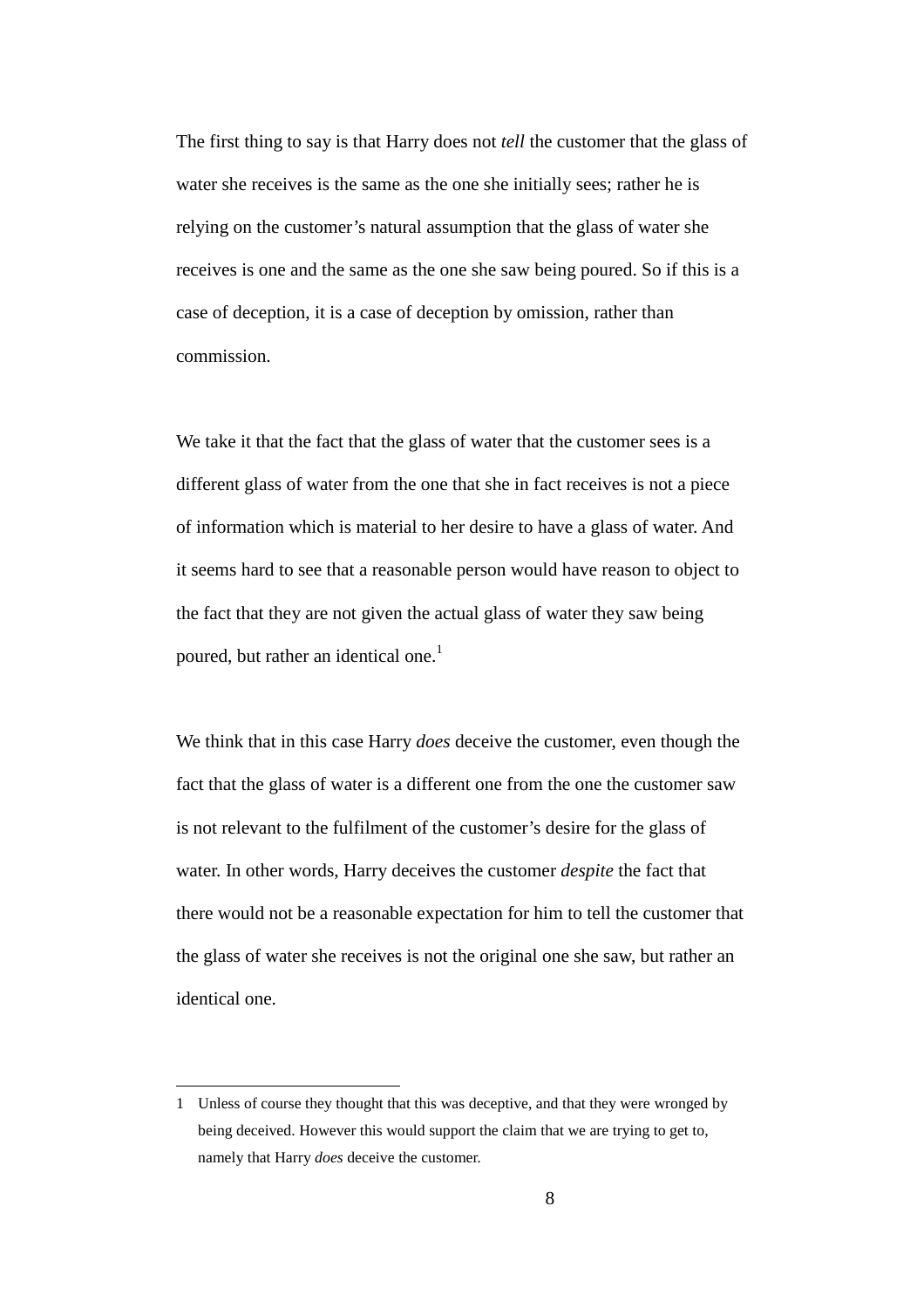The first thing to say is that Harry does not *tell* the customer that the glass of water she receives is the same as the one she initially sees; rather he is relying on the customer's natural assumption that the glass of water she receives is one and the same as the one she saw being poured. So if this is a case of deception, it is a case of deception by omission, rather than commission.

We take it that the fact that the glass of water that the customer sees is a different glass of water from the one that she in fact receives is not a piece of information which is material to her desire to have a glass of water. And it seems hard to see that a reasonable person would have reason to object to the fact that they are not given the actual glass of water they saw being poured, but rather an identical one.[1]

We think that in this case Harry *does* deceive the customer, even though the fact that the glass of water is a different one from the one the customer saw is not relevant to the fulfilment of the customer's desire for the glass of water. In other words, Harry deceives the customer *despite* the fact that there would not be a reasonable expectation for him to tell the customer that the glass of water she receives is not the original one she saw, but rather an identical one.

---

1 Unless of course they thought that this was deceptive, and that they were wronged by being deceived. However this would support the claim that we are trying to get to, namely that Harry *does* deceive the customer.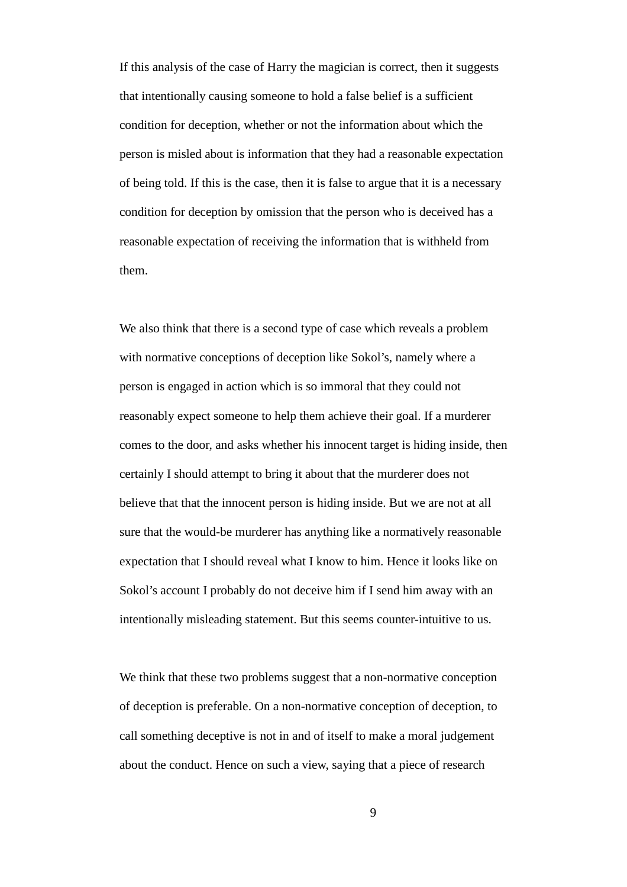If this analysis of the case of Harry the magician is correct, then it suggests that intentionally causing someone to hold a false belief is a sufficient condition for deception, whether or not the information about which the person is misled about is information that they had a reasonable expectation of being told. If this is the case, then it is false to argue that it is a necessary condition for deception by omission that the person who is deceived has a reasonable expectation of receiving the information that is withheld from them.

We also think that there is a second type of case which reveals a problem with normative conceptions of deception like Sokol's, namely where a person is engaged in action which is so immoral that they could not reasonably expect someone to help them achieve their goal. If a murderer comes to the door, and asks whether his innocent target is hiding inside, then certainly I should attempt to bring it about that the murderer does not believe that that the innocent person is hiding inside. But we are not at all sure that the would-be murderer has anything like a normatively reasonable expectation that I should reveal what I know to him. Hence it looks like on Sokol's account I probably do not deceive him if I send him away with an intentionally misleading statement. But this seems counter-intuitive to us.

We think that these two problems suggest that a non-normative conception of deception is preferable. On a non-normative conception of deception, to call something deceptive is not in and of itself to make a moral judgement about the conduct. Hence on such a view, saying that a piece of research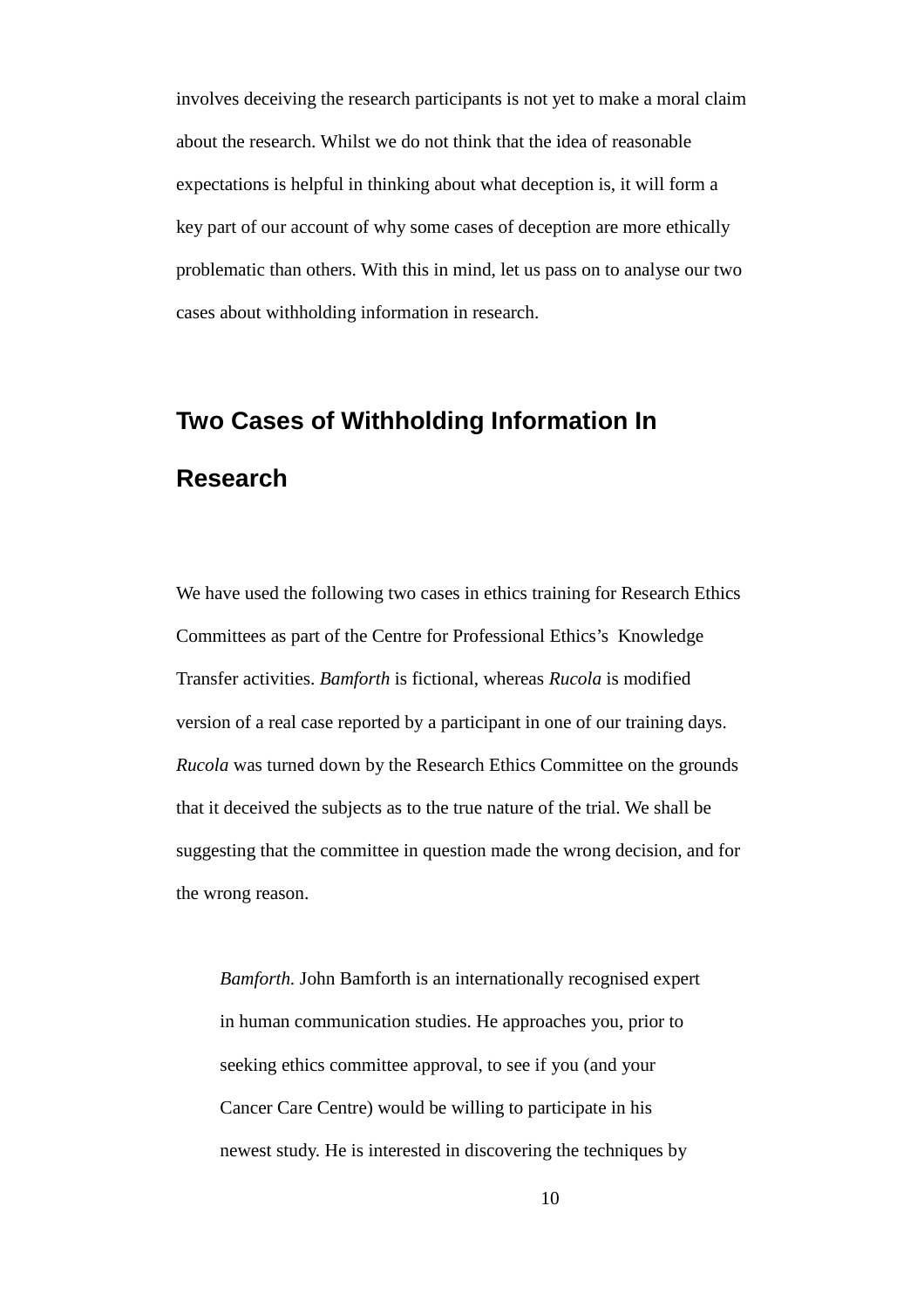involves deceiving the research participants is not yet to make a moral claim about the research. Whilst we do not think that the idea of reasonable expectations is helpful in thinking about what deception is, it will form a key part of our account of why some cases of deception are more ethically problematic than others. With this in mind, let us pass on to analyse our two cases about withholding information in research.

## Two Cases of Withholding Information In Research

We have used the following two cases in ethics training for Research Ethics Committees as part of the Centre for Professional Ethics's Knowledge Transfer activities. *Bamforth* is fictional, whereas *Rucola* is modified version of a real case reported by a participant in one of our training days. *Rucola* was turned down by the Research Ethics Committee on the grounds that it deceived the subjects as to the true nature of the trial. We shall be suggesting that the committee in question made the wrong decision, and for the wrong reason.

> *Bamforth.* John Bamforth is an internationally recognised expert in human communication studies. He approaches you, prior to seeking ethics committee approval, to see if you (and your Cancer Care Centre) would be willing to participate in his newest study. He is interested in discovering the techniques by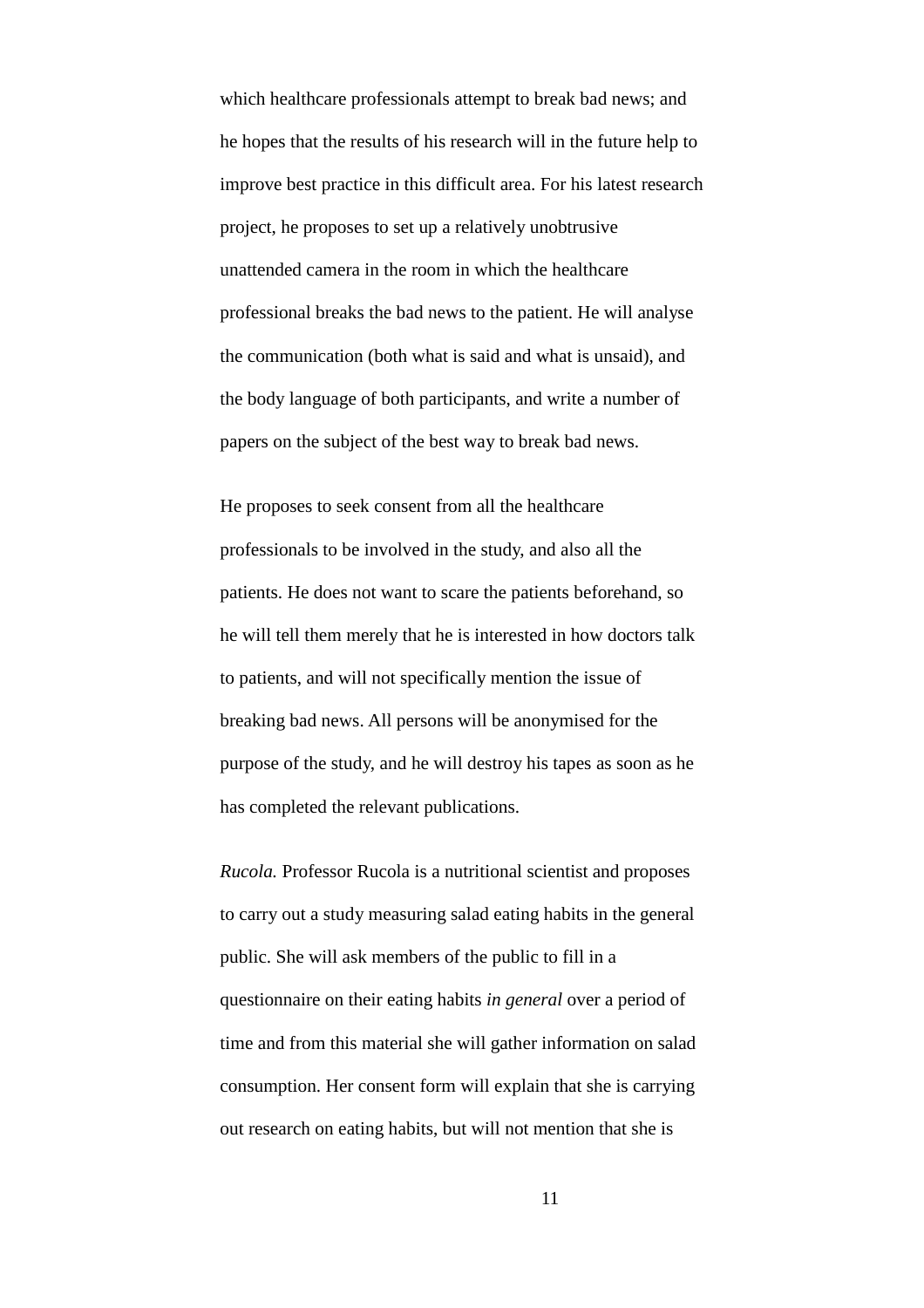which healthcare professionals attempt to break bad news; and he hopes that the results of his research will in the future help to improve best practice in this difficult area. For his latest research project, he proposes to set up a relatively unobtrusive unattended camera in the room in which the healthcare professional breaks the bad news to the patient. He will analyse the communication (both what is said and what is unsaid), and the body language of both participants, and write a number of papers on the subject of the best way to break bad news.

He proposes to seek consent from all the healthcare professionals to be involved in the study, and also all the patients. He does not want to scare the patients beforehand, so he will tell them merely that he is interested in how doctors talk to patients, and will not specifically mention the issue of breaking bad news. All persons will be anonymised for the purpose of the study, and he will destroy his tapes as soon as he has completed the relevant publications.

*Rucola.* Professor Rucola is a nutritional scientist and proposes to carry out a study measuring salad eating habits in the general public. She will ask members of the public to fill in a questionnaire on their eating habits *in general* over a period of time and from this material she will gather information on salad consumption. Her consent form will explain that she is carrying out research on eating habits, but will not mention that she is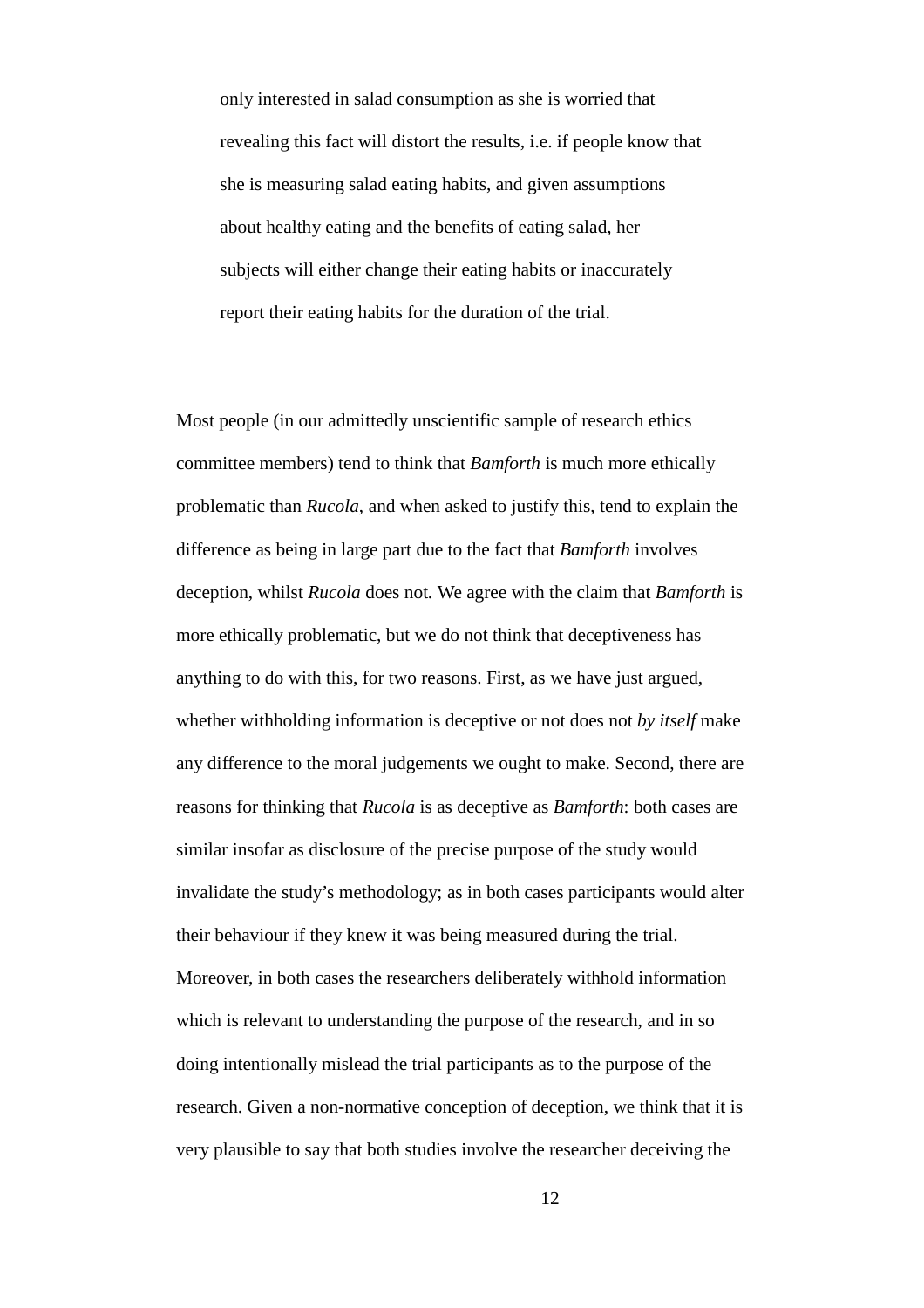> only interested in salad consumption as she is worried that revealing this fact will distort the results, i.e. if people know that she is measuring salad eating habits, and given assumptions about healthy eating and the benefits of eating salad, her subjects will either change their eating habits or inaccurately report their eating habits for the duration of the trial.

Most people (in our admittedly unscientific sample of research ethics committee members) tend to think that *Bamforth* is much more ethically problematic than *Rucola*, and when asked to justify this, tend to explain the difference as being in large part due to the fact that *Bamforth* involves deception, whilst *Rucola* does not. We agree with the claim that *Bamforth* is more ethically problematic, but we do not think that deceptiveness has anything to do with this, for two reasons. First, as we have just argued, whether withholding information is deceptive or not does not *by itself* make any difference to the moral judgements we ought to make. Second, there are reasons for thinking that *Rucola* is as deceptive as *Bamforth*: both cases are similar insofar as disclosure of the precise purpose of the study would invalidate the study's methodology; as in both cases participants would alter their behaviour if they knew it was being measured during the trial. Moreover, in both cases the researchers deliberately withhold information which is relevant to understanding the purpose of the research, and in so doing intentionally mislead the trial participants as to the purpose of the research. Given a non-normative conception of deception, we think that it is very plausible to say that both studies involve the researcher deceiving the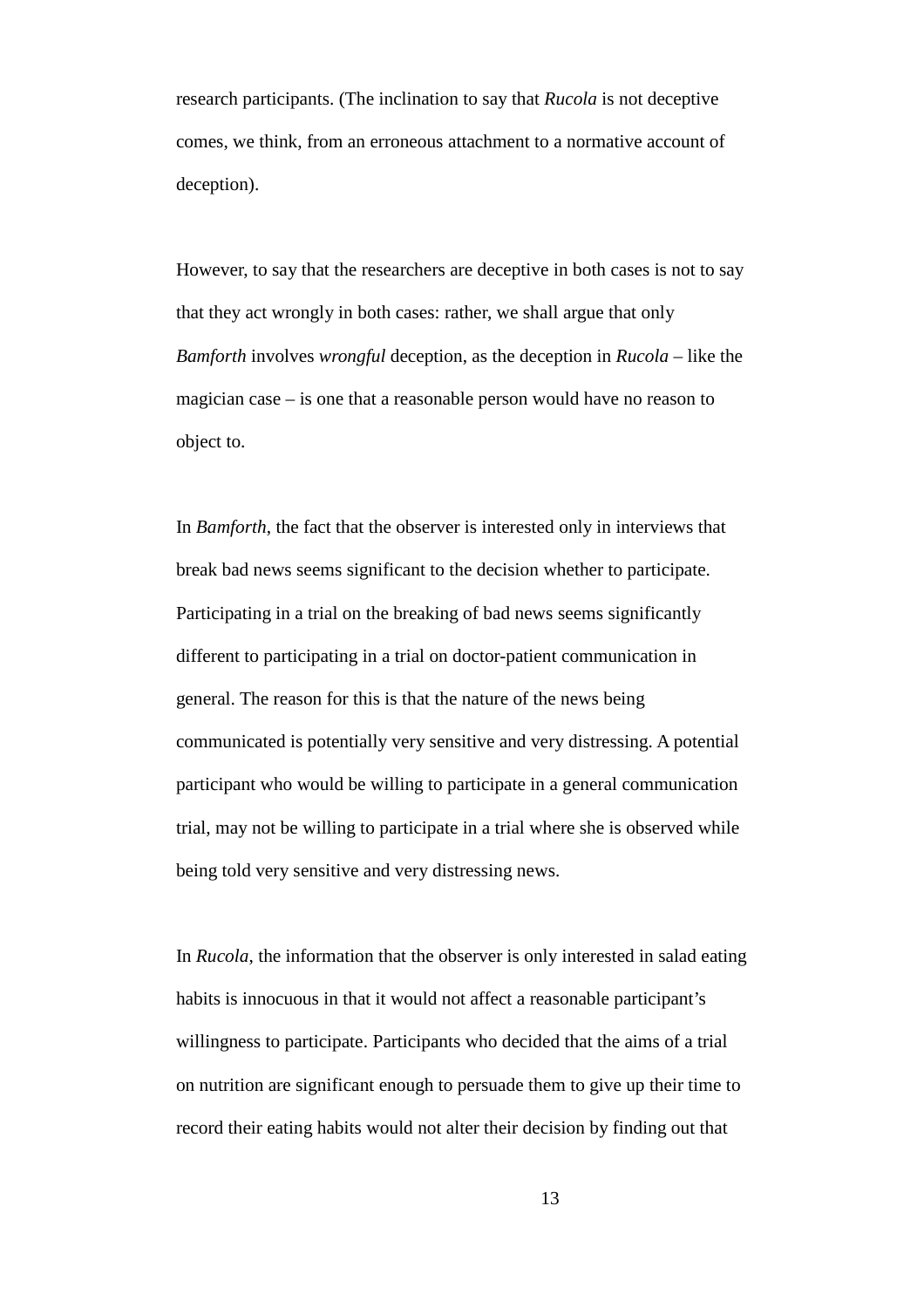research participants. (The inclination to say that *Rucola* is not deceptive comes, we think, from an erroneous attachment to a normative account of deception).

However, to say that the researchers are deceptive in both cases is not to say that they act wrongly in both cases: rather, we shall argue that only *Bamforth* involves *wrongful* deception, as the deception in *Rucola* – like the magician case – is one that a reasonable person would have no reason to object to.

In *Bamforth*, the fact that the observer is interested only in interviews that break bad news seems significant to the decision whether to participate. Participating in a trial on the breaking of bad news seems significantly different to participating in a trial on doctor-patient communication in general. The reason for this is that the nature of the news being communicated is potentially very sensitive and very distressing. A potential participant who would be willing to participate in a general communication trial, may not be willing to participate in a trial where she is observed while being told very sensitive and very distressing news.

In *Rucola*, the information that the observer is only interested in salad eating habits is innocuous in that it would not affect a reasonable participant's willingness to participate. Participants who decided that the aims of a trial on nutrition are significant enough to persuade them to give up their time to record their eating habits would not alter their decision by finding out that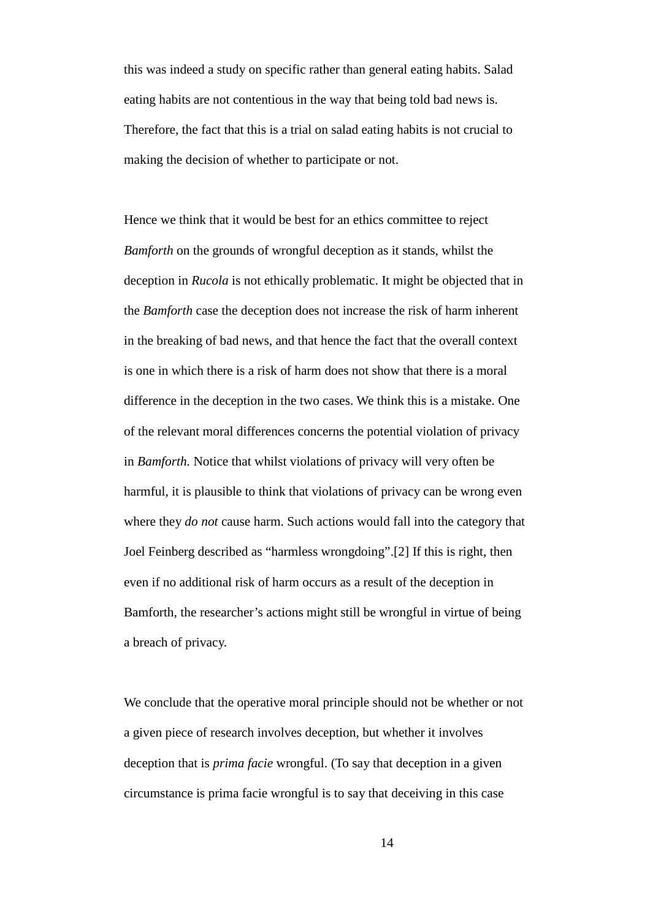this was indeed a study on specific rather than general eating habits. Salad eating habits are not contentious in the way that being told bad news is. Therefore, the fact that this is a trial on salad eating habits is not crucial to making the decision of whether to participate or not.

Hence we think that it would be best for an ethics committee to reject *Bamforth* on the grounds of wrongful deception as it stands, whilst the deception in *Rucola* is not ethically problematic. It might be objected that in the *Bamforth* case the deception does not increase the risk of harm inherent in the breaking of bad news, and that hence the fact that the overall context is one in which there is a risk of harm does not show that there is a moral difference in the deception in the two cases. We think this is a mistake. One of the relevant moral differences concerns the potential violation of privacy in *Bamforth.* Notice that whilst violations of privacy will very often be harmful, it is plausible to think that violations of privacy can be wrong even where they *do not* cause harm. Such actions would fall into the category that Joel Feinberg described as "harmless wrongdoing".[2] If this is right, then even if no additional risk of harm occurs as a result of the deception in Bamforth, the researcher's actions might still be wrongful in virtue of being a breach of privacy.

We conclude that the operative moral principle should not be whether or not a given piece of research involves deception, but whether it involves deception that is *prima facie* wrongful. (To say that deception in a given circumstance is prima facie wrongful is to say that deceiving in this case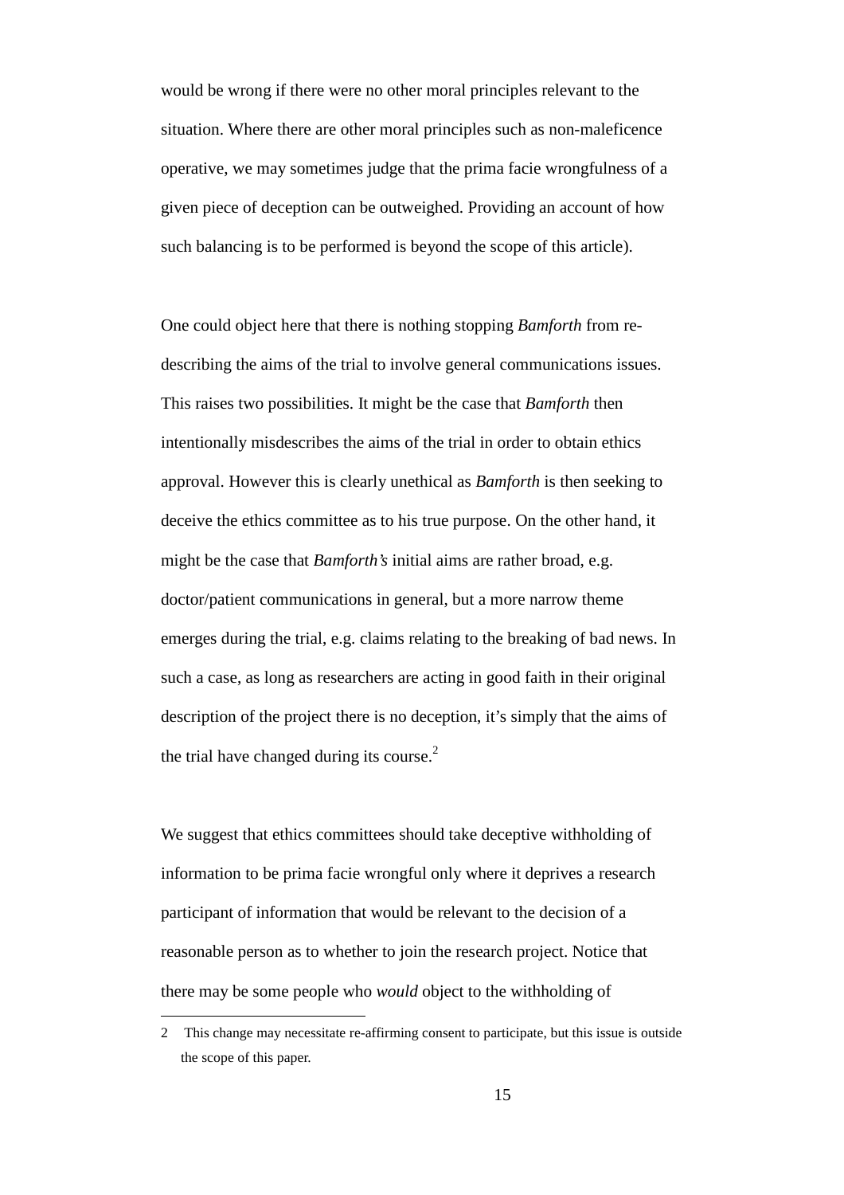would be wrong if there were no other moral principles relevant to the situation. Where there are other moral principles such as non-maleficence operative, we may sometimes judge that the prima facie wrongfulness of a given piece of deception can be outweighed. Providing an account of how such balancing is to be performed is beyond the scope of this article).

One could object here that there is nothing stopping *Bamforth* from re-describing the aims of the trial to involve general communications issues. This raises two possibilities. It might be the case that *Bamforth* then intentionally misdescribes the aims of the trial in order to obtain ethics approval. However this is clearly unethical as *Bamforth* is then seeking to deceive the ethics committee as to his true purpose. On the other hand, it might be the case that *Bamforth's* initial aims are rather broad, e.g. doctor/patient communications in general, but a more narrow theme emerges during the trial, e.g. claims relating to the breaking of bad news. In such a case, as long as researchers are acting in good faith in their original description of the project there is no deception, it's simply that the aims of the trial have changed during its course.[2]

We suggest that ethics committees should take deceptive withholding of information to be prima facie wrongful only where it deprives a research participant of information that would be relevant to the decision of a reasonable person as to whether to join the research project. Notice that there may be some people who *would* object to the withholding of

---

2 This change may necessitate re-affirming consent to participate, but this issue is outside the scope of this paper.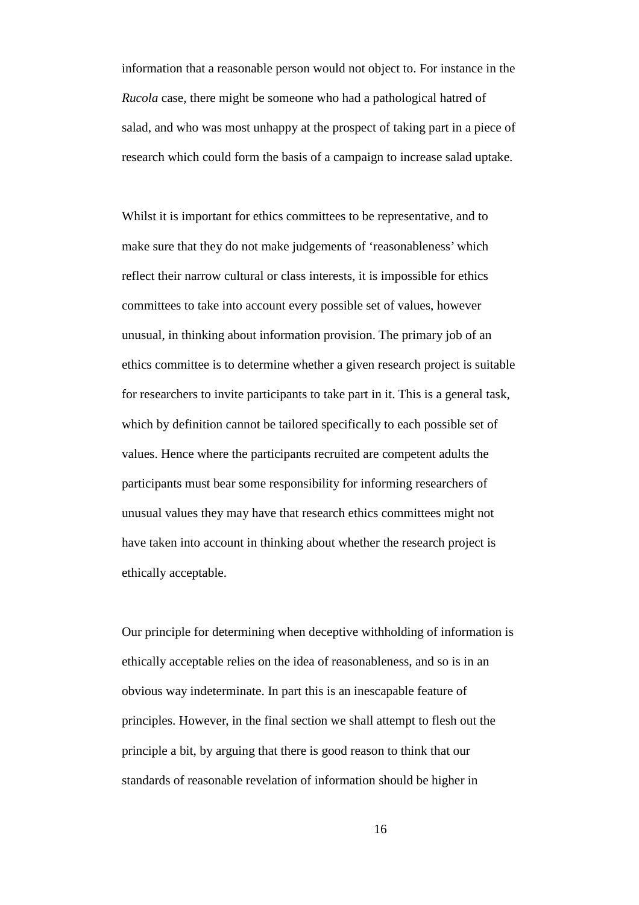information that a reasonable person would not object to. For instance in the *Rucola* case, there might be someone who had a pathological hatred of salad, and who was most unhappy at the prospect of taking part in a piece of research which could form the basis of a campaign to increase salad uptake.

Whilst it is important for ethics committees to be representative, and to make sure that they do not make judgements of 'reasonableness' which reflect their narrow cultural or class interests, it is impossible for ethics committees to take into account every possible set of values, however unusual, in thinking about information provision. The primary job of an ethics committee is to determine whether a given research project is suitable for researchers to invite participants to take part in it. This is a general task, which by definition cannot be tailored specifically to each possible set of values. Hence where the participants recruited are competent adults the participants must bear some responsibility for informing researchers of unusual values they may have that research ethics committees might not have taken into account in thinking about whether the research project is ethically acceptable.

Our principle for determining when deceptive withholding of information is ethically acceptable relies on the idea of reasonableness, and so is in an obvious way indeterminate. In part this is an inescapable feature of principles. However, in the final section we shall attempt to flesh out the principle a bit, by arguing that there is good reason to think that our standards of reasonable revelation of information should be higher in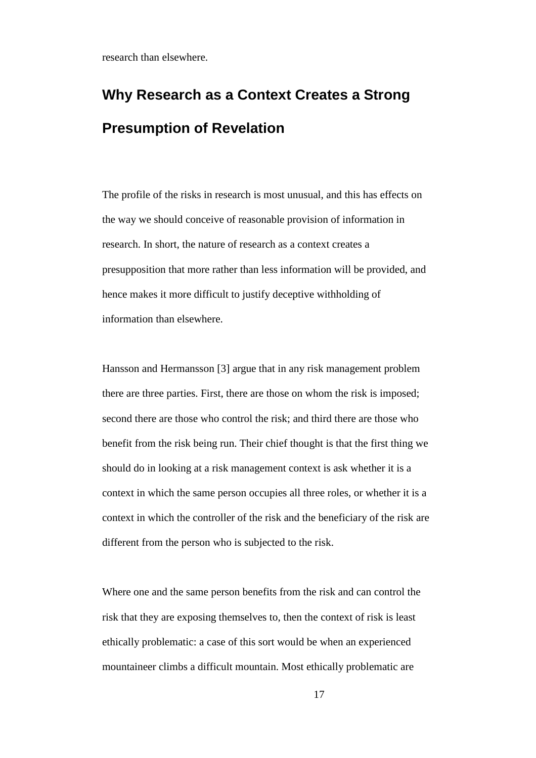research than elsewhere.

## Why Research as a Context Creates a Strong Presumption of Revelation

The profile of the risks in research is most unusual, and this has effects on the way we should conceive of reasonable provision of information in research. In short, the nature of research as a context creates a presupposition that more rather than less information will be provided, and hence makes it more difficult to justify deceptive withholding of information than elsewhere.

Hansson and Hermansson [3] argue that in any risk management problem there are three parties. First, there are those on whom the risk is imposed; second there are those who control the risk; and third there are those who benefit from the risk being run. Their chief thought is that the first thing we should do in looking at a risk management context is ask whether it is a context in which the same person occupies all three roles, or whether it is a context in which the controller of the risk and the beneficiary of the risk are different from the person who is subjected to the risk.

Where one and the same person benefits from the risk and can control the risk that they are exposing themselves to, then the context of risk is least ethically problematic: a case of this sort would be when an experienced mountaineer climbs a difficult mountain. Most ethically problematic are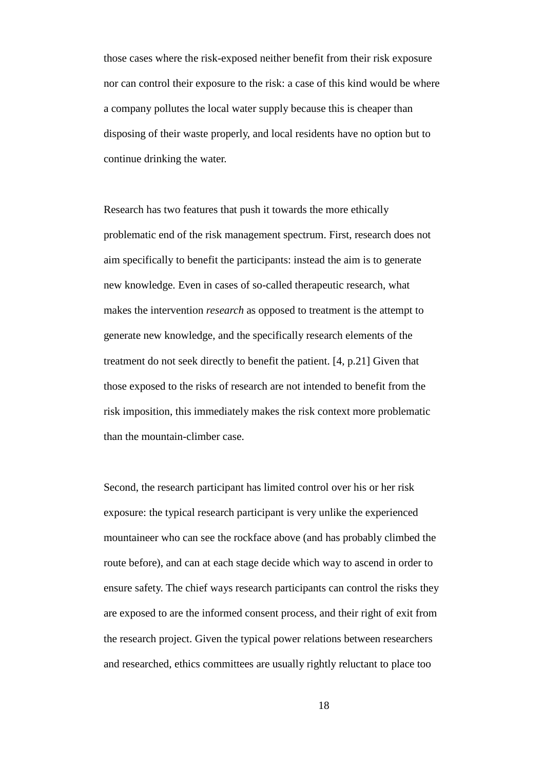those cases where the risk-exposed neither benefit from their risk exposure nor can control their exposure to the risk: a case of this kind would be where a company pollutes the local water supply because this is cheaper than disposing of their waste properly, and local residents have no option but to continue drinking the water.

Research has two features that push it towards the more ethically problematic end of the risk management spectrum. First, research does not aim specifically to benefit the participants: instead the aim is to generate new knowledge. Even in cases of so-called therapeutic research, what makes the intervention *research* as opposed to treatment is the attempt to generate new knowledge, and the specifically research elements of the treatment do not seek directly to benefit the patient. [4, p.21] Given that those exposed to the risks of research are not intended to benefit from the risk imposition, this immediately makes the risk context more problematic than the mountain-climber case.

Second, the research participant has limited control over his or her risk exposure: the typical research participant is very unlike the experienced mountaineer who can see the rockface above (and has probably climbed the route before), and can at each stage decide which way to ascend in order to ensure safety. The chief ways research participants can control the risks they are exposed to are the informed consent process, and their right of exit from the research project. Given the typical power relations between researchers and researched, ethics committees are usually rightly reluctant to place too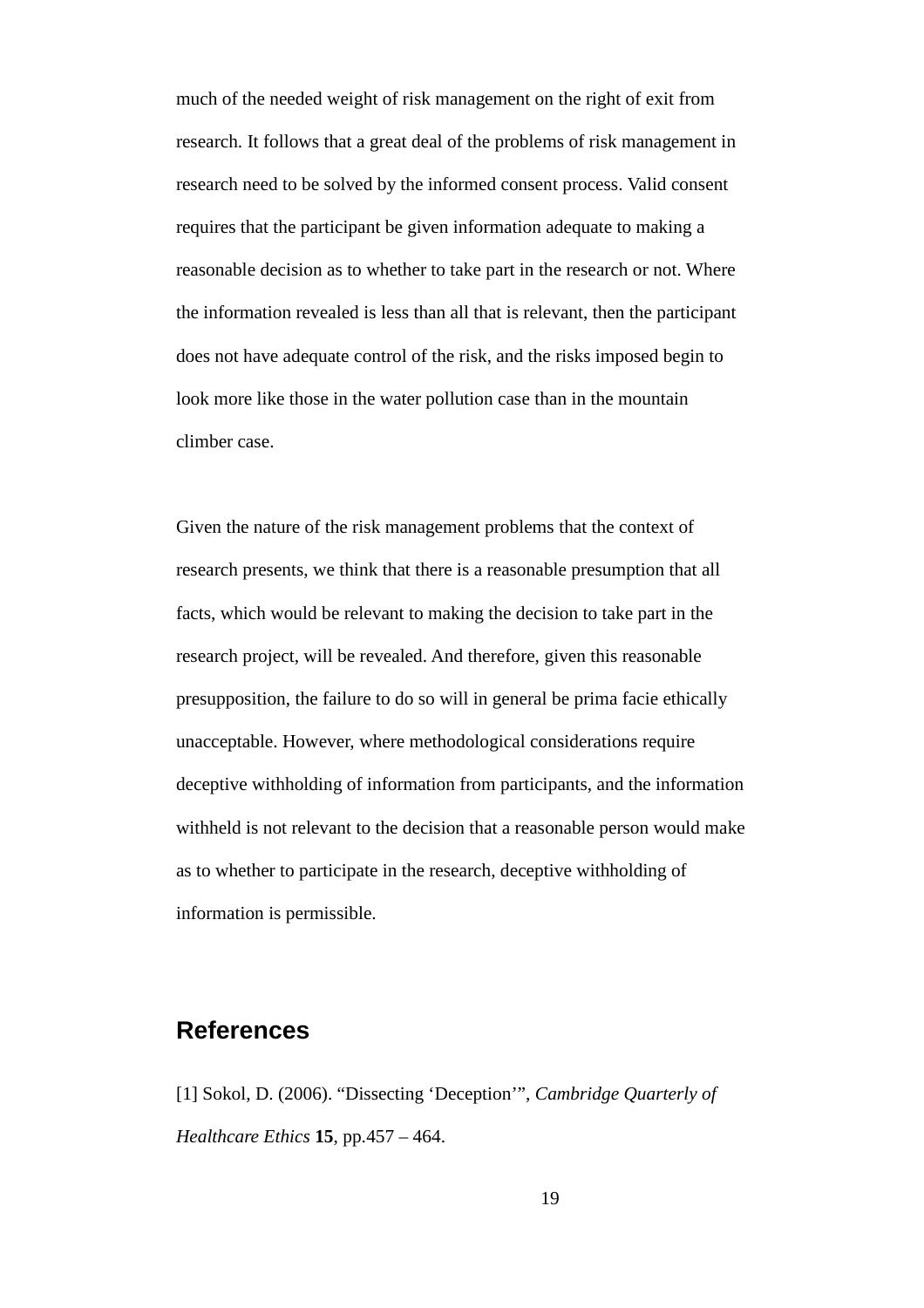much of the needed weight of risk management on the right of exit from research. It follows that a great deal of the problems of risk management in research need to be solved by the informed consent process. Valid consent requires that the participant be given information adequate to making a reasonable decision as to whether to take part in the research or not. Where the information revealed is less than all that is relevant, then the participant does not have adequate control of the risk, and the risks imposed begin to look more like those in the water pollution case than in the mountain climber case.

Given the nature of the risk management problems that the context of research presents, we think that there is a reasonable presumption that all facts, which would be relevant to making the decision to take part in the research project, will be revealed. And therefore, given this reasonable presupposition, the failure to do so will in general be prima facie ethically unacceptable. However, where methodological considerations require deceptive withholding of information from participants, and the information withheld is not relevant to the decision that a reasonable person would make as to whether to participate in the research, deceptive withholding of information is permissible.

## References

[1] Sokol, D. (2006). "Dissecting 'Deception'", *Cambridge Quarterly of Healthcare Ethics* **15**, pp.457 – 464.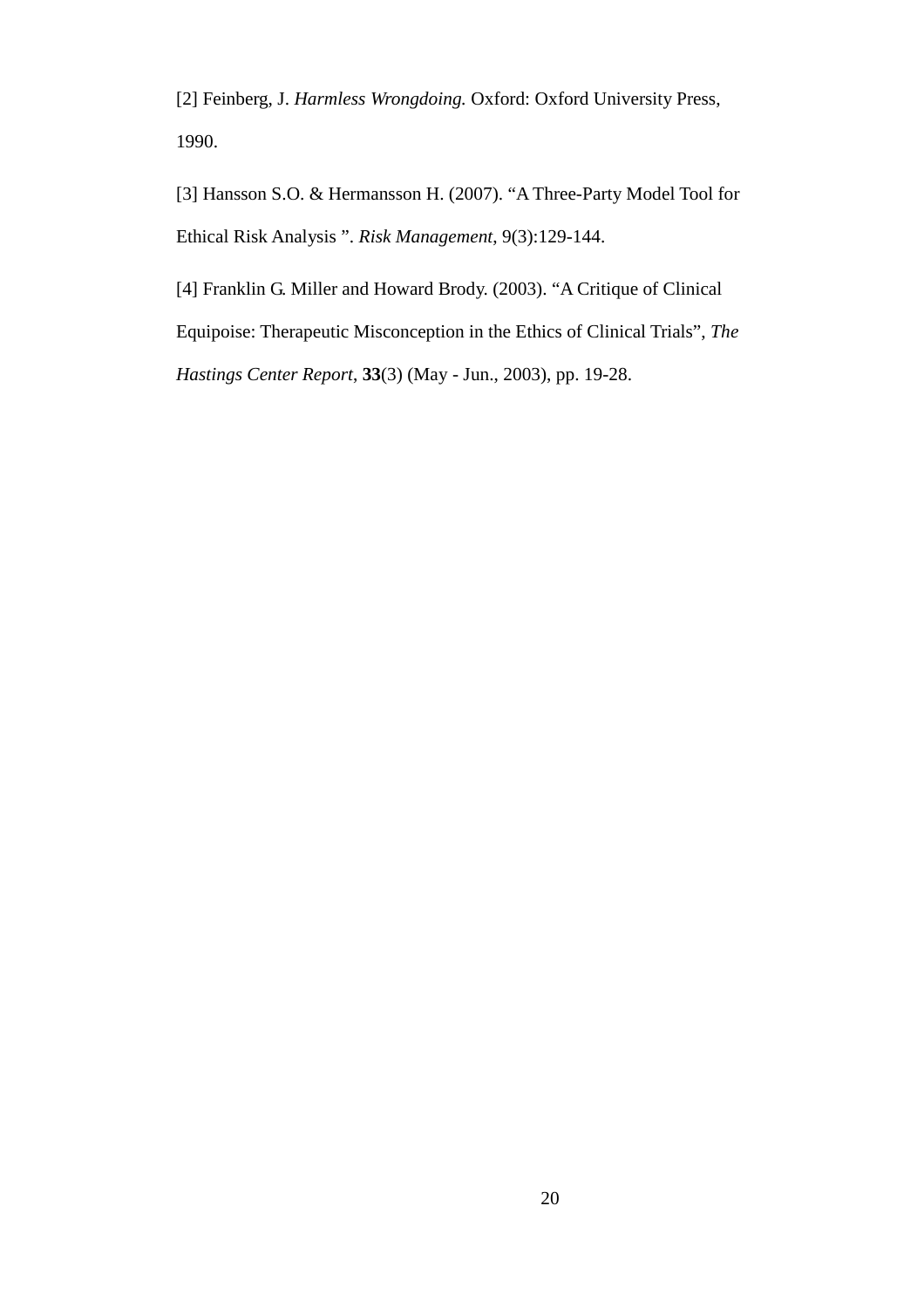[2] Feinberg, J. *Harmless Wrongdoing.* Oxford: Oxford University Press, 1990.

[3] Hansson S.O. & Hermansson H. (2007). "A Three-Party Model Tool for Ethical Risk Analysis ". *Risk Management*, 9(3):129-144.

[4] Franklin G. Miller and Howard Brody. (2003). "A Critique of Clinical Equipoise: Therapeutic Misconception in the Ethics of Clinical Trials", *The Hastings Center Report*, **33**(3) (May - Jun., 2003), pp. 19-28.